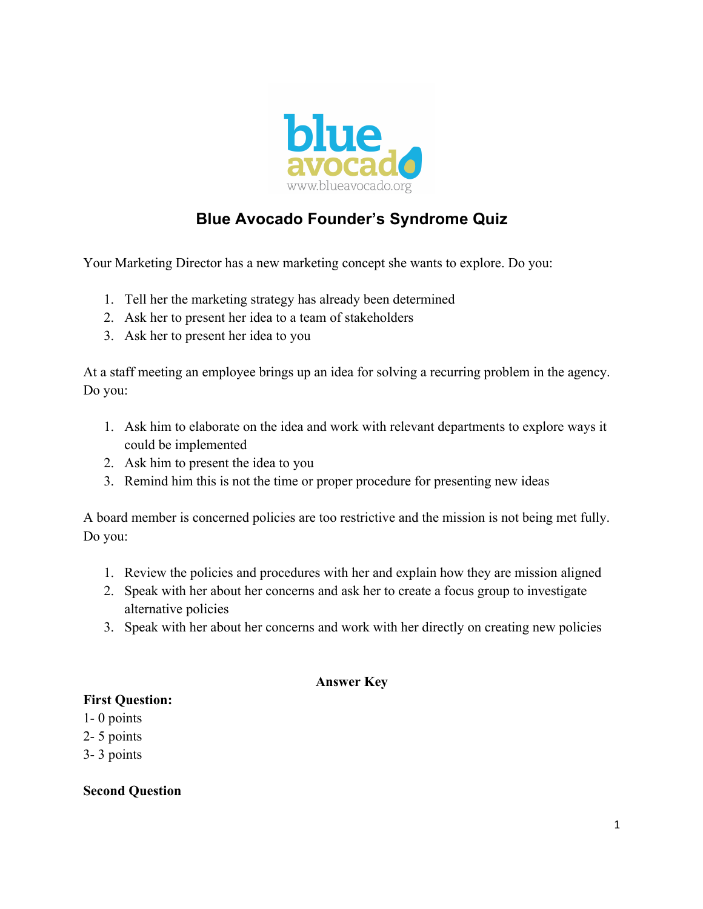# Blue Avocado Founder's Syndrome Quiz

Your Marketing Director has a new marketing concept she wants to explore. Do you:

1. Tell her the marketing strategy has already been determined
2. Ask her to present her idea to a team of stakeholders
3. Ask her to present her idea to you

At a staff meeting an employee brings up an idea for solving a recurring problem in the agency. Do you:

1. Ask him to elaborate on the idea and work with relevant departments to explore ways it could be implemented
2. Ask him to present the idea to you
3. Remind him this is not the time or proper procedure for presenting new ideas

A board member is concerned policies are too restrictive and the mission is not being met fully. Do you:

1. Review the policies and procedures with her and explain how they are mission aligned
2. Speak with her about her concerns and ask her to create a focus group to investigate alternative policies
3. Speak with her about her concerns and work with her directly on creating new policies

## Answer Key

**First Question:**
1- 0 points
2- 5 points
3- 3 points

**Second Question**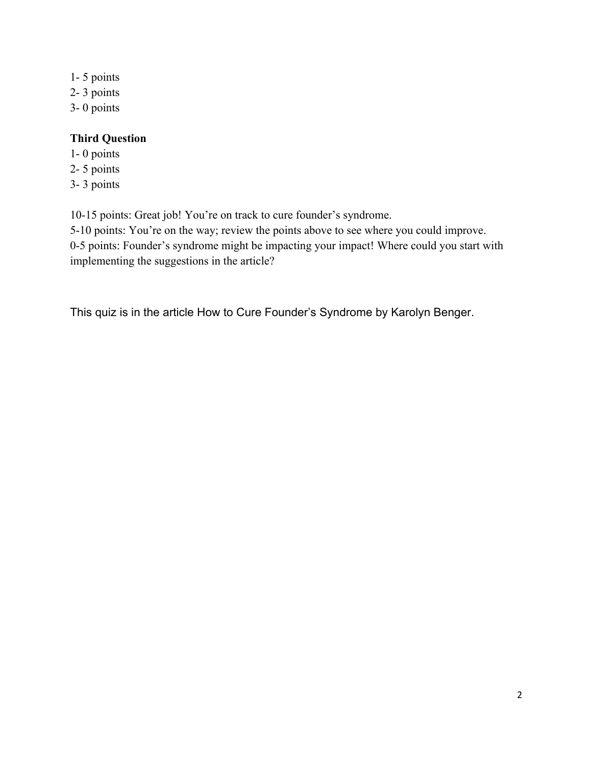1- 5 points
2- 3 points
3- 0 points

**Third Question**
1- 0 points
2- 5 points
3- 3 points

10-15 points: Great job! You're on track to cure founder's syndrome.
5-10 points: You're on the way; review the points above to see where you could improve.
0-5 points: Founder's syndrome might be impacting your impact! Where could you start with implementing the suggestions in the article?

This quiz is in the article How to Cure Founder's Syndrome by Karolyn Benger.